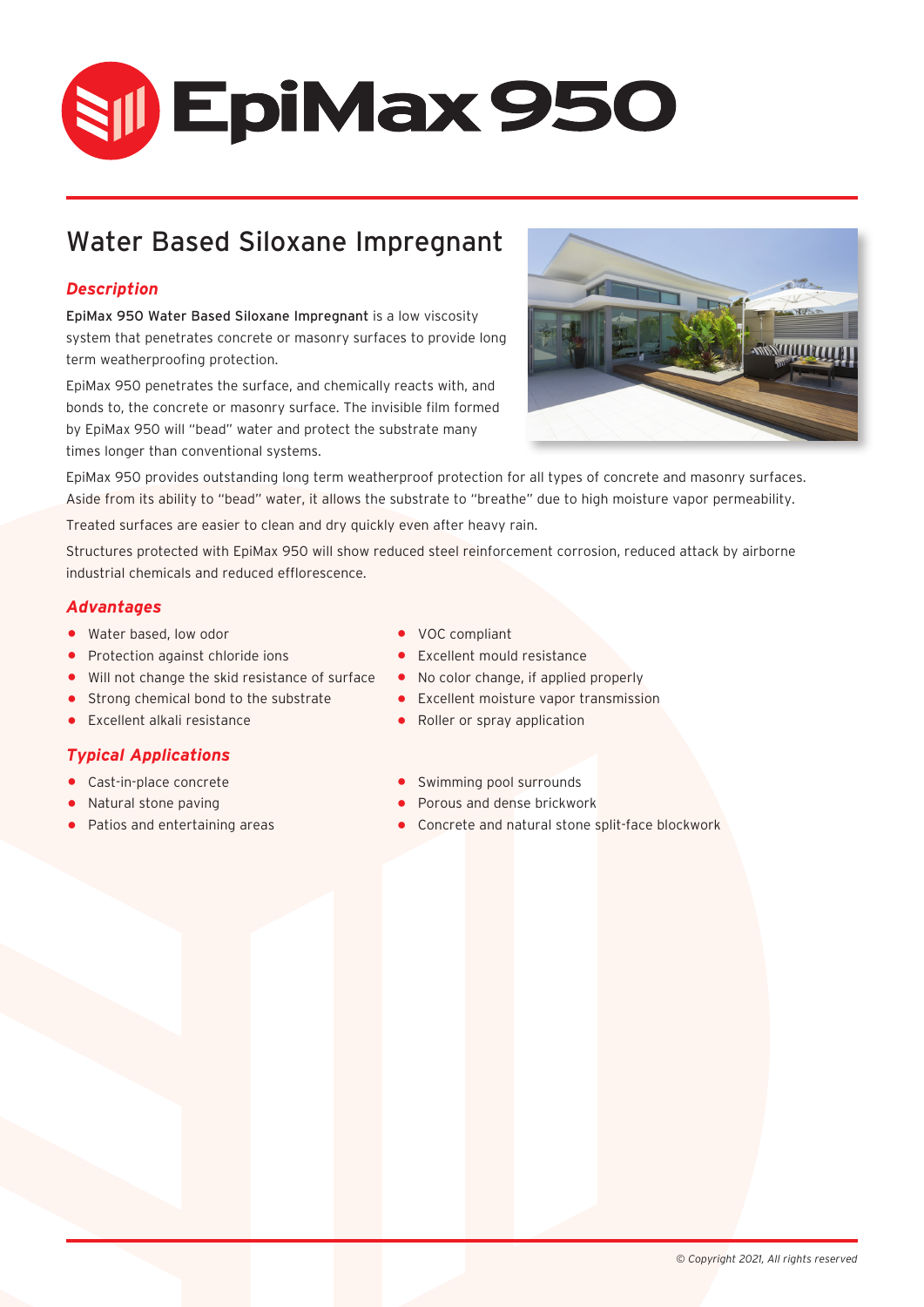# EpiMax 950

## Water Based Siloxane Impregnant

### *Description*

**EpiMax 950 Water Based Siloxane Impregnant** is a low viscosity system that penetrates concrete or masonry surfaces to provide long term weatherproofing protection.

EpiMax 950 penetrates the surface, and chemically reacts with, and bonds to, the concrete or masonry surface. The invisible film formed by EpiMax 950 will "bead" water and protect the substrate many times longer than conventional systems.

EpiMax 950 provides outstanding long term weatherproof protection for all types of concrete and masonry surfaces. Aside from its ability to "bead" water, it allows the substrate to "breathe" due to high moisture vapor permeability.

Treated surfaces are easier to clean and dry quickly even after heavy rain.

Structures protected with EpiMax 950 will show reduced steel reinforcement corrosion, reduced attack by airborne industrial chemicals and reduced efflorescence.

### *Advantages*

- Water based, low odor
- Protection against chloride ions
- Will not change the skid resistance of surface
- Strong chemical bond to the substrate
- Excellent alkali resistance
- VOC compliant
- Excellent mould resistance
- No color change, if applied properly
- Excellent moisture vapor transmission
- Roller or spray application

### *Typical Applications*

- Cast-in-place concrete
- Natural stone paving
- Patios and entertaining areas
- Swimming pool surrounds
- Porous and dense brickwork
- Concrete and natural stone split-face blockwork

*© Copyright 2021, All rights reserved*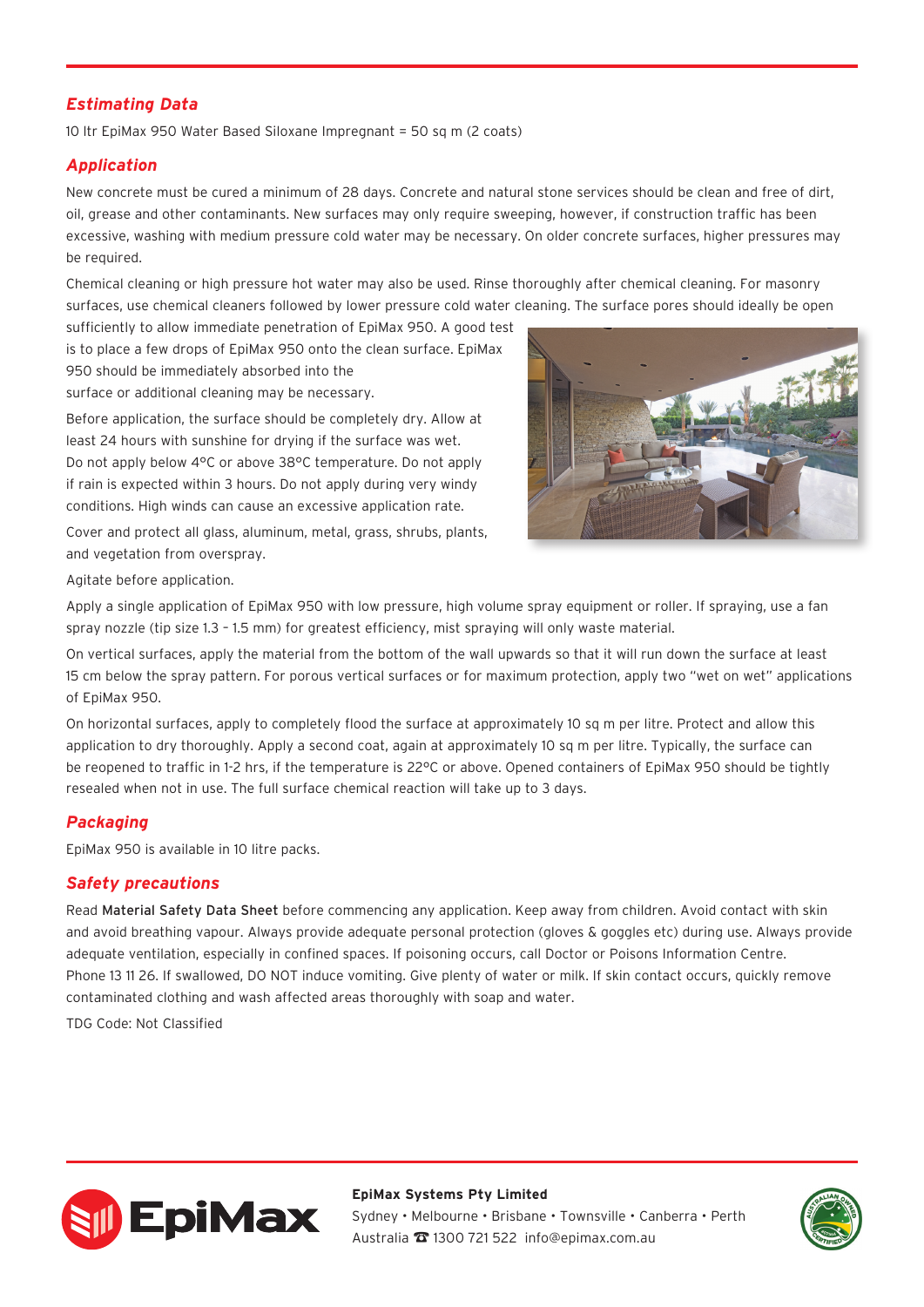## *Estimating Data*

10 ltr EpiMax 950 Water Based Siloxane Impregnant = 50 sq m (2 coats)

## *Application*

New concrete must be cured a minimum of 28 days. Concrete and natural stone services should be clean and free of dirt, oil, grease and other contaminants. New surfaces may only require sweeping, however, if construction traffic has been excessive, washing with medium pressure cold water may be necessary. On older concrete surfaces, higher pressures may be required.

Chemical cleaning or high pressure hot water may also be used. Rinse thoroughly after chemical cleaning. For masonry surfaces, use chemical cleaners followed by lower pressure cold water cleaning. The surface pores should ideally be open sufficiently to allow immediate penetration of EpiMax 950. A good test is to place a few drops of EpiMax 950 onto the clean surface. EpiMax 950 should be immediately absorbed into the surface or additional cleaning may be necessary.

Before application, the surface should be completely dry. Allow at least 24 hours with sunshine for drying if the surface was wet. Do not apply below 4°C or above 38°C temperature. Do not apply if rain is expected within 3 hours. Do not apply during very windy conditions. High winds can cause an excessive application rate.

Cover and protect all glass, aluminum, metal, grass, shrubs, plants, and vegetation from overspray.

Agitate before application.

Apply a single application of EpiMax 950 with low pressure, high volume spray equipment or roller. If spraying, use a fan spray nozzle (tip size 1.3 – 1.5 mm) for greatest efficiency, mist spraying will only waste material.

On vertical surfaces, apply the material from the bottom of the wall upwards so that it will run down the surface at least 15 cm below the spray pattern. For porous vertical surfaces or for maximum protection, apply two "wet on wet" applications of EpiMax 950.

On horizontal surfaces, apply to completely flood the surface at approximately 10 sq m per litre. Protect and allow this application to dry thoroughly. Apply a second coat, again at approximately 10 sq m per litre. Typically, the surface can be reopened to traffic in 1-2 hrs, if the temperature is 22°C or above. Opened containers of EpiMax 950 should be tightly resealed when not in use. The full surface chemical reaction will take up to 3 days.

## *Packaging*

EpiMax 950 is available in 10 litre packs.

## *Safety precautions*

Read **Material Safety Data Sheet** before commencing any application. Keep away from children. Avoid contact with skin and avoid breathing vapour. Always provide adequate personal protection (gloves & goggles etc) during use. Always provide adequate ventilation, especially in confined spaces. If poisoning occurs, call Doctor or Poisons Information Centre. Phone 13 11 26. If swallowed, DO NOT induce vomiting. Give plenty of water or milk. If skin contact occurs, quickly remove contaminated clothing and wash affected areas thoroughly with soap and water.

TDG Code: Not Classified

**EpiMax Systems Pty Limited**
Sydney • Melbourne • Brisbane • Townsville • Canberra • Perth
Australia ☎ 1300 721 522 info@epimax.com.au